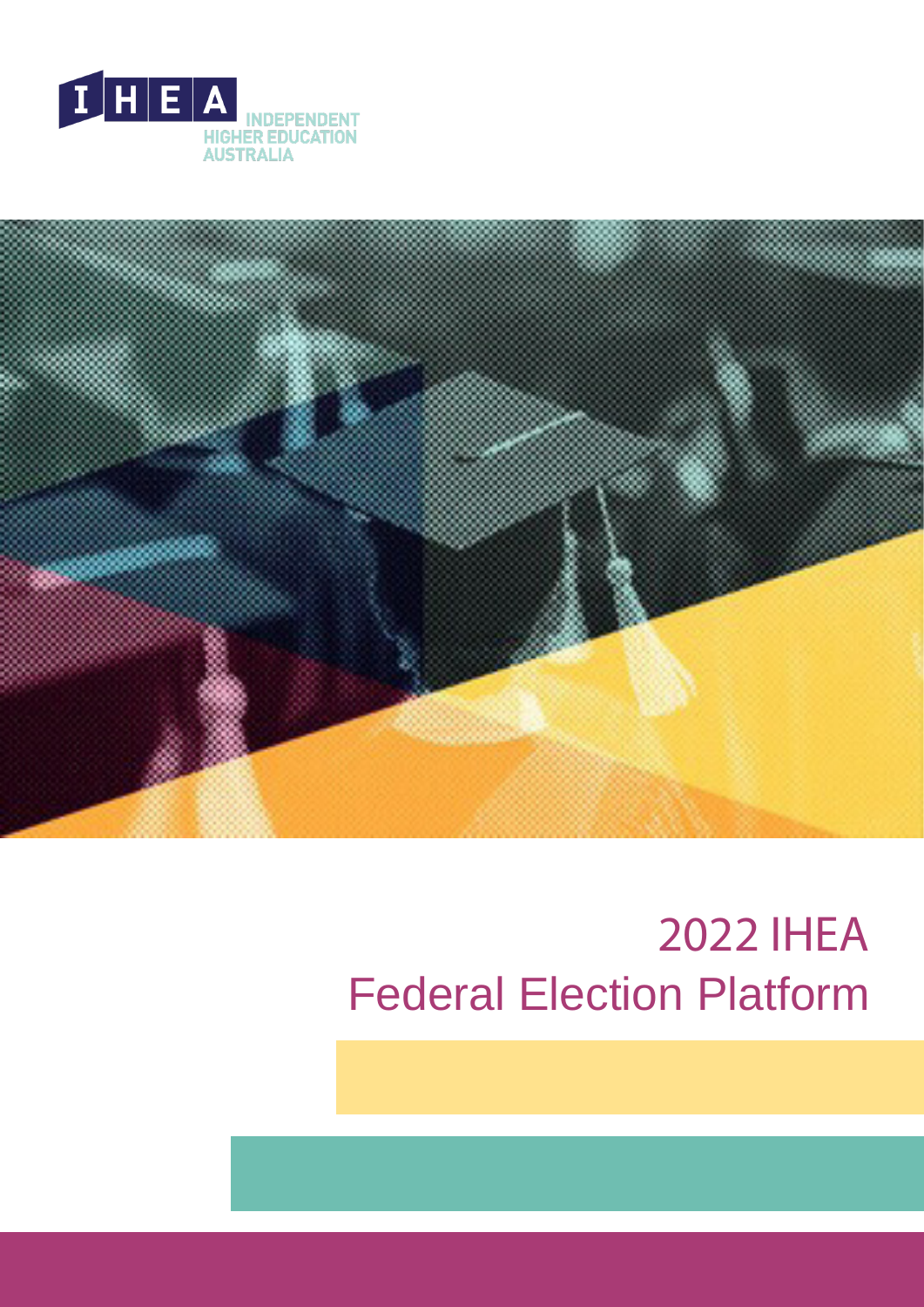IHEA

INDEPENDENT HIGHER EDUCATION AUSTRALIA

# 2022 IHEA Federal Election Platform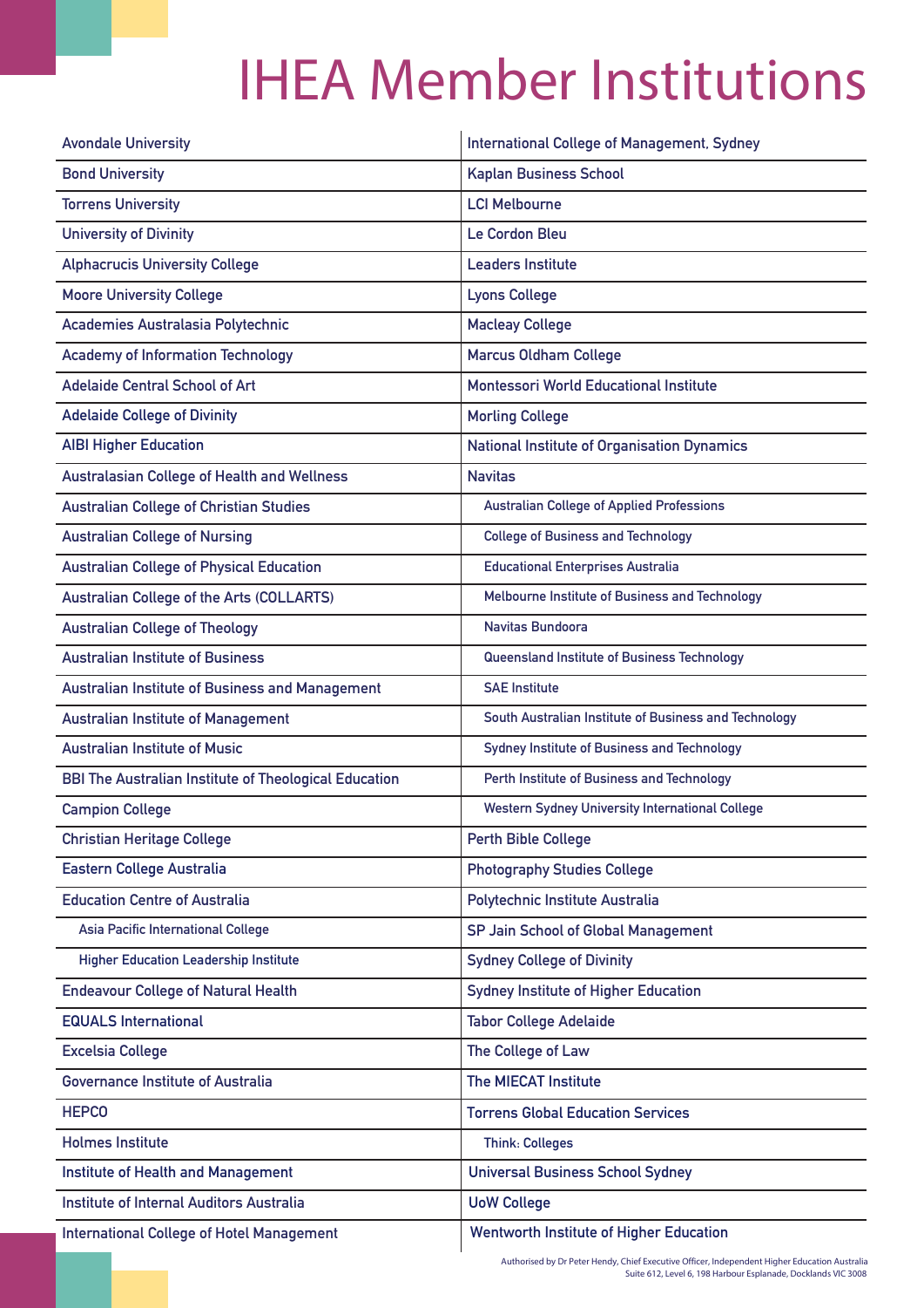# IHEA Member Institutions

- Avondale University
- Bond University
- Torrens University
- University of Divinity
- Alphacrucis University College
- Moore University College
- Academies Australasia Polytechnic
- Academy of Information Technology
- Adelaide Central School of Art
- Adelaide College of Divinity
- AIBI Higher Education
- Australasian College of Health and Wellness
- Australian College of Christian Studies
- Australian College of Nursing
- Australian College of Physical Education
- Australian College of the Arts (COLLARTS)
- Australian College of Theology
- Australian Institute of Business
- Australian Institute of Business and Management
- Australian Institute of Management
- Australian Institute of Music
- BBI The Australian Institute of Theological Education
- Campion College
- Christian Heritage College
- Eastern College Australia
- Education Centre of Australia
  - Asia Pacific International College
  - Higher Education Leadership Institute
- Endeavour College of Natural Health
- EQUALS International
- Excelsia College
- Governance Institute of Australia
- HEPCO
- Holmes Institute
- Institute of Health and Management
- Institute of Internal Auditors Australia
- International College of Hotel Management
- International College of Management, Sydney
- Kaplan Business School
- LCI Melbourne
- Le Cordon Bleu
- Leaders Institute
- Lyons College
- Macleay College
- Marcus Oldham College
- Montessori World Educational Institute
- Morling College
- National Institute of Organisation Dynamics
- Navitas
  - Australian College of Applied Professions
  - College of Business and Technology
  - Educational Enterprises Australia
  - Melbourne Institute of Business and Technology
  - Navitas Bundoora
  - Queensland Institute of Business Technology
  - SAE Institute
  - South Australian Institute of Business and Technology
  - Sydney Institute of Business and Technology
  - Perth Institute of Business and Technology
  - Western Sydney University International College
- Perth Bible College
- Photography Studies College
- Polytechnic Institute Australia
- SP Jain School of Global Management
- Sydney College of Divinity
- Sydney Institute of Higher Education
- Tabor College Adelaide
- The College of Law
- The MIECAT Institute
- Torrens Global Education Services
  - Think: Colleges
- Universal Business School Sydney
- UoW College
- Wentworth Institute of Higher Education

Authorised by Dr Peter Hendy, Chief Executive Officer, Independent Higher Education Australia
Suite 612, Level 6, 198 Harbour Esplanade, Docklands VIC 3008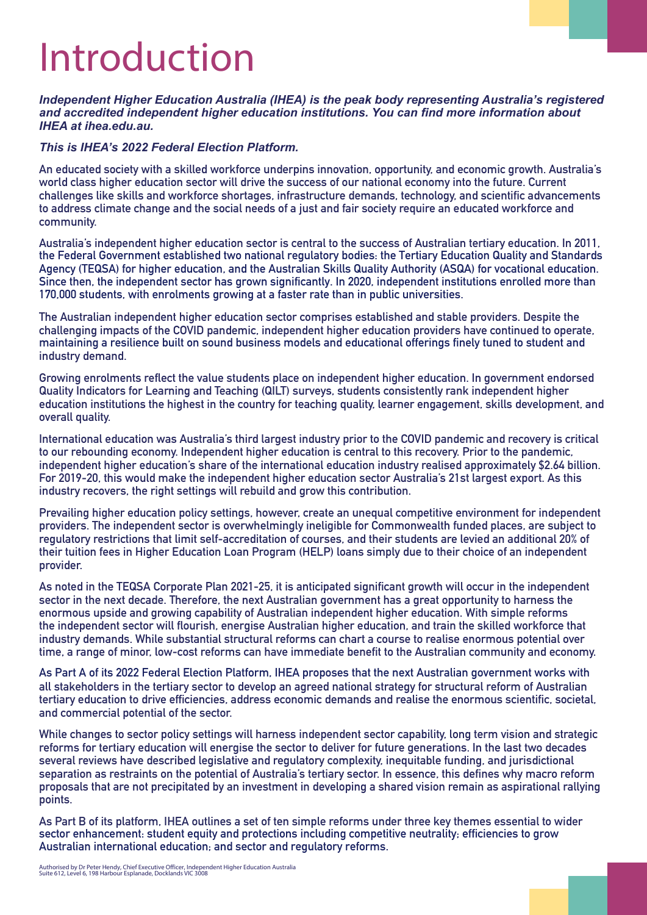# Introduction

***Independent Higher Education Australia (IHEA) is the peak body representing Australia's registered and accredited independent higher education institutions. You can find more information about IHEA at ihea.edu.au.***

***This is IHEA's 2022 Federal Election Platform.***

An educated society with a skilled workforce underpins innovation, opportunity, and economic growth. Australia's world class higher education sector will drive the success of our national economy into the future. Current challenges like skills and workforce shortages, infrastructure demands, technology, and scientific advancements to address climate change and the social needs of a just and fair society require an educated workforce and community.

Australia's independent higher education sector is central to the success of Australian tertiary education. In 2011, the Federal Government established two national regulatory bodies: the Tertiary Education Quality and Standards Agency (TEQSA) for higher education, and the Australian Skills Quality Authority (ASQA) for vocational education. Since then, the independent sector has grown significantly. In 2020, independent institutions enrolled more than 170,000 students, with enrolments growing at a faster rate than in public universities.

The Australian independent higher education sector comprises established and stable providers. Despite the challenging impacts of the COVID pandemic, independent higher education providers have continued to operate, maintaining a resilience built on sound business models and educational offerings finely tuned to student and industry demand.

Growing enrolments reflect the value students place on independent higher education. In government endorsed Quality Indicators for Learning and Teaching (QILT) surveys, students consistently rank independent higher education institutions the highest in the country for teaching quality, learner engagement, skills development, and overall quality.

International education was Australia's third largest industry prior to the COVID pandemic and recovery is critical to our rebounding economy. Independent higher education is central to this recovery. Prior to the pandemic, independent higher education's share of the international education industry realised approximately $2.64 billion. For 2019-20, this would make the independent higher education sector Australia's 21st largest export. As this industry recovers, the right settings will rebuild and grow this contribution.

Prevailing higher education policy settings, however, create an unequal competitive environment for independent providers. The independent sector is overwhelmingly ineligible for Commonwealth funded places, are subject to regulatory restrictions that limit self-accreditation of courses, and their students are levied an additional 20% of their tuition fees in Higher Education Loan Program (HELP) loans simply due to their choice of an independent provider.

As noted in the TEQSA Corporate Plan 2021-25, it is anticipated significant growth will occur in the independent sector in the next decade. Therefore, the next Australian government has a great opportunity to harness the enormous upside and growing capability of Australian independent higher education. With simple reforms the independent sector will flourish, energise Australian higher education, and train the skilled workforce that industry demands. While substantial structural reforms can chart a course to realise enormous potential over time, a range of minor, low-cost reforms can have immediate benefit to the Australian community and economy.

As Part A of its 2022 Federal Election Platform, IHEA proposes that the next Australian government works with all stakeholders in the tertiary sector to develop an agreed national strategy for structural reform of Australian tertiary education to drive efficiencies, address economic demands and realise the enormous scientific, societal, and commercial potential of the sector.

While changes to sector policy settings will harness independent sector capability, long term vision and strategic reforms for tertiary education will energise the sector to deliver for future generations. In the last two decades several reviews have described legislative and regulatory complexity, inequitable funding, and jurisdictional separation as restraints on the potential of Australia's tertiary sector. In essence, this defines why macro reform proposals that are not precipitated by an investment in developing a shared vision remain as aspirational rallying points.

As Part B of its platform, IHEA outlines a set of ten simple reforms under three key themes essential to wider sector enhancement: student equity and protections including competitive neutrality; efficiencies to grow Australian international education; and sector and regulatory reforms.

Authorised by Dr Peter Hendy, Chief Executive Officer, Independent Higher Education Australia
Suite 612, Level 6, 198 Harbour Esplanade, Docklands VIC 3008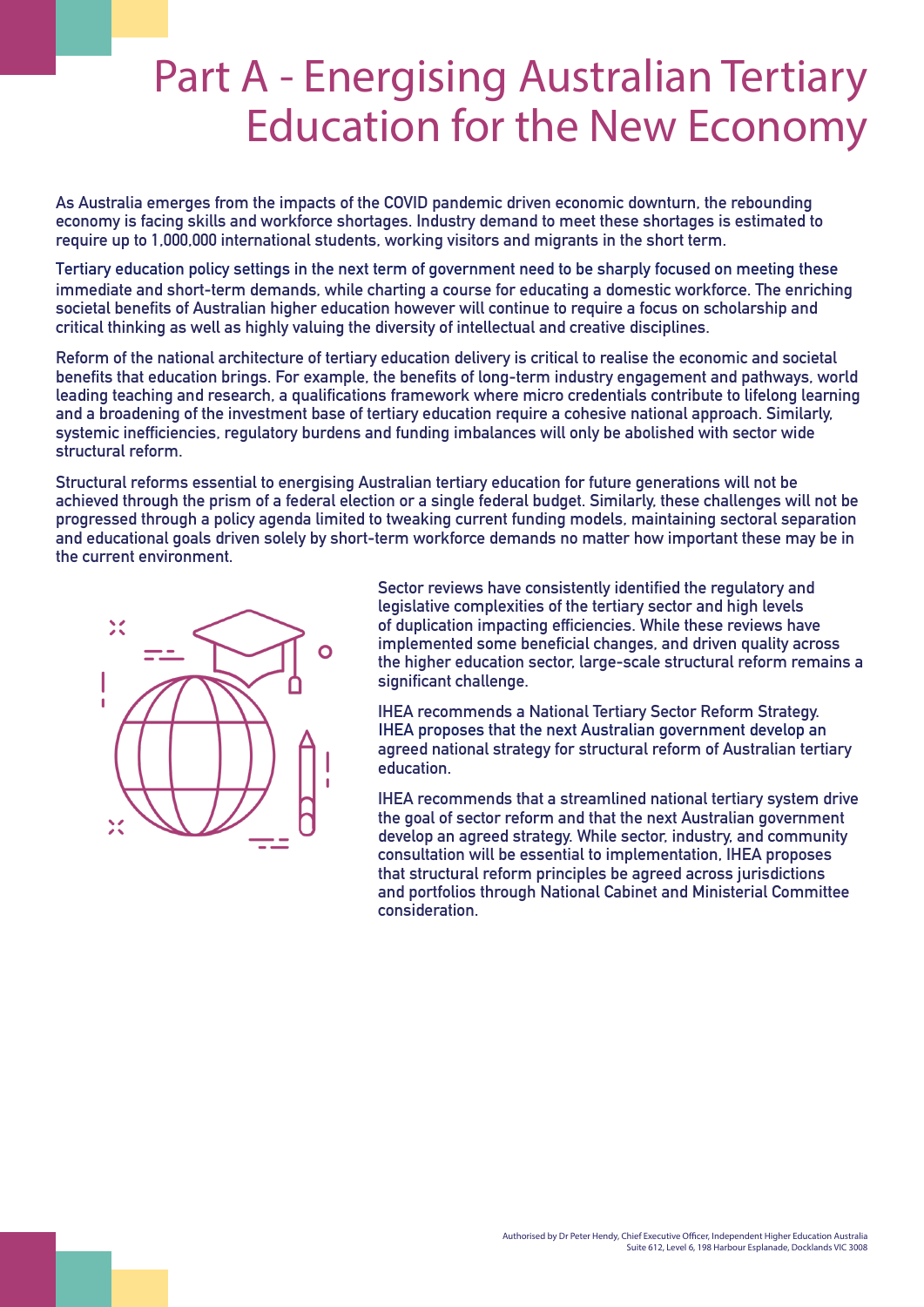# Part A - Energising Australian Tertiary Education for the New Economy

As Australia emerges from the impacts of the COVID pandemic driven economic downturn, the rebounding economy is facing skills and workforce shortages. Industry demand to meet these shortages is estimated to require up to 1,000,000 international students, working visitors and migrants in the short term.

Tertiary education policy settings in the next term of government need to be sharply focused on meeting these immediate and short-term demands, while charting a course for educating a domestic workforce. The enriching societal benefits of Australian higher education however will continue to require a focus on scholarship and critical thinking as well as highly valuing the diversity of intellectual and creative disciplines.

Reform of the national architecture of tertiary education delivery is critical to realise the economic and societal benefits that education brings. For example, the benefits of long-term industry engagement and pathways, world leading teaching and research, a qualifications framework where micro credentials contribute to lifelong learning and a broadening of the investment base of tertiary education require a cohesive national approach. Similarly, systemic inefficiencies, regulatory burdens and funding imbalances will only be abolished with sector wide structural reform.

Structural reforms essential to energising Australian tertiary education for future generations will not be achieved through the prism of a federal election or a single federal budget. Similarly, these challenges will not be progressed through a policy agenda limited to tweaking current funding models, maintaining sectoral separation and educational goals driven solely by short-term workforce demands no matter how important these may be in the current environment.

Sector reviews have consistently identified the regulatory and legislative complexities of the tertiary sector and high levels of duplication impacting efficiencies. While these reviews have implemented some beneficial changes, and driven quality across the higher education sector, large-scale structural reform remains a significant challenge.

IHEA recommends a National Tertiary Sector Reform Strategy. IHEA proposes that the next Australian government develop an agreed national strategy for structural reform of Australian tertiary education.

IHEA recommends that a streamlined national tertiary system drive the goal of sector reform and that the next Australian government develop an agreed strategy. While sector, industry, and community consultation will be essential to implementation, IHEA proposes that structural reform principles be agreed across jurisdictions and portfolios through National Cabinet and Ministerial Committee consideration.

Authorised by Dr Peter Hendy, Chief Executive Officer, Independent Higher Education Australia
Suite 612, Level 6, 198 Harbour Esplanade, Docklands VIC 3008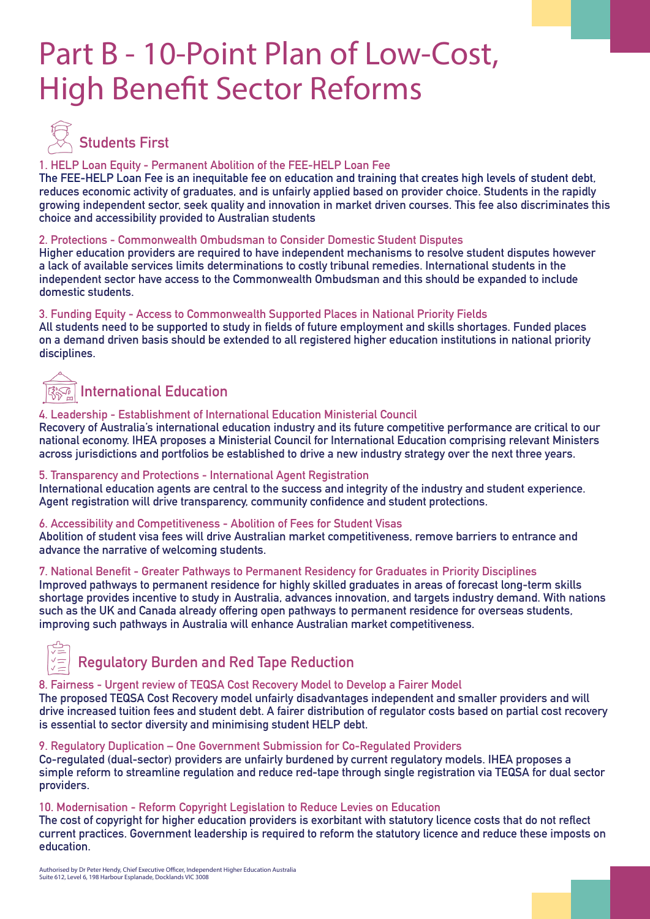# Part B - 10-Point Plan of Low-Cost, High Benefit Sector Reforms

## Students First

### 1. HELP Loan Equity - Permanent Abolition of the FEE-HELP Loan Fee

The FEE-HELP Loan Fee is an inequitable fee on education and training that creates high levels of student debt, reduces economic activity of graduates, and is unfairly applied based on provider choice. Students in the rapidly growing independent sector, seek quality and innovation in market driven courses. This fee also discriminates this choice and accessibility provided to Australian students

### 2. Protections - Commonwealth Ombudsman to Consider Domestic Student Disputes

Higher education providers are required to have independent mechanisms to resolve student disputes however a lack of available services limits determinations to costly tribunal remedies. International students in the independent sector have access to the Commonwealth Ombudsman and this should be expanded to include domestic students.

### 3. Funding Equity - Access to Commonwealth Supported Places in National Priority Fields

All students need to be supported to study in fields of future employment and skills shortages. Funded places on a demand driven basis should be extended to all registered higher education institutions in national priority disciplines.

## International Education

### 4. Leadership - Establishment of International Education Ministerial Council

Recovery of Australia's international education industry and its future competitive performance are critical to our national economy. IHEA proposes a Ministerial Council for International Education comprising relevant Ministers across jurisdictions and portfolios be established to drive a new industry strategy over the next three years.

### 5. Transparency and Protections - International Agent Registration

International education agents are central to the success and integrity of the industry and student experience. Agent registration will drive transparency, community confidence and student protections.

### 6. Accessibility and Competitiveness - Abolition of Fees for Student Visas

Abolition of student visa fees will drive Australian market competitiveness, remove barriers to entrance and advance the narrative of welcoming students.

### 7. National Benefit - Greater Pathways to Permanent Residency for Graduates in Priority Disciplines

Improved pathways to permanent residence for highly skilled graduates in areas of forecast long-term skills shortage provides incentive to study in Australia, advances innovation, and targets industry demand. With nations such as the UK and Canada already offering open pathways to permanent residence for overseas students, improving such pathways in Australia will enhance Australian market competitiveness.

## Regulatory Burden and Red Tape Reduction

### 8. Fairness - Urgent review of TEQSA Cost Recovery Model to Develop a Fairer Model

The proposed TEQSA Cost Recovery model unfairly disadvantages independent and smaller providers and will drive increased tuition fees and student debt. A fairer distribution of regulator costs based on partial cost recovery is essential to sector diversity and minimising student HELP debt.

### 9. Regulatory Duplication – One Government Submission for Co-Regulated Providers

Co-regulated (dual-sector) providers are unfairly burdened by current regulatory models. IHEA proposes a simple reform to streamline regulation and reduce red-tape through single registration via TEQSA for dual sector providers.

### 10. Modernisation - Reform Copyright Legislation to Reduce Levies on Education

The cost of copyright for higher education providers is exorbitant with statutory licence costs that do not reflect current practices. Government leadership is required to reform the statutory licence and reduce these imposts on education.

Authorised by Dr Peter Hendy, Chief Executive Officer, Independent Higher Education Australia
Suite 612, Level 6, 198 Harbour Esplanade, Docklands VIC 3008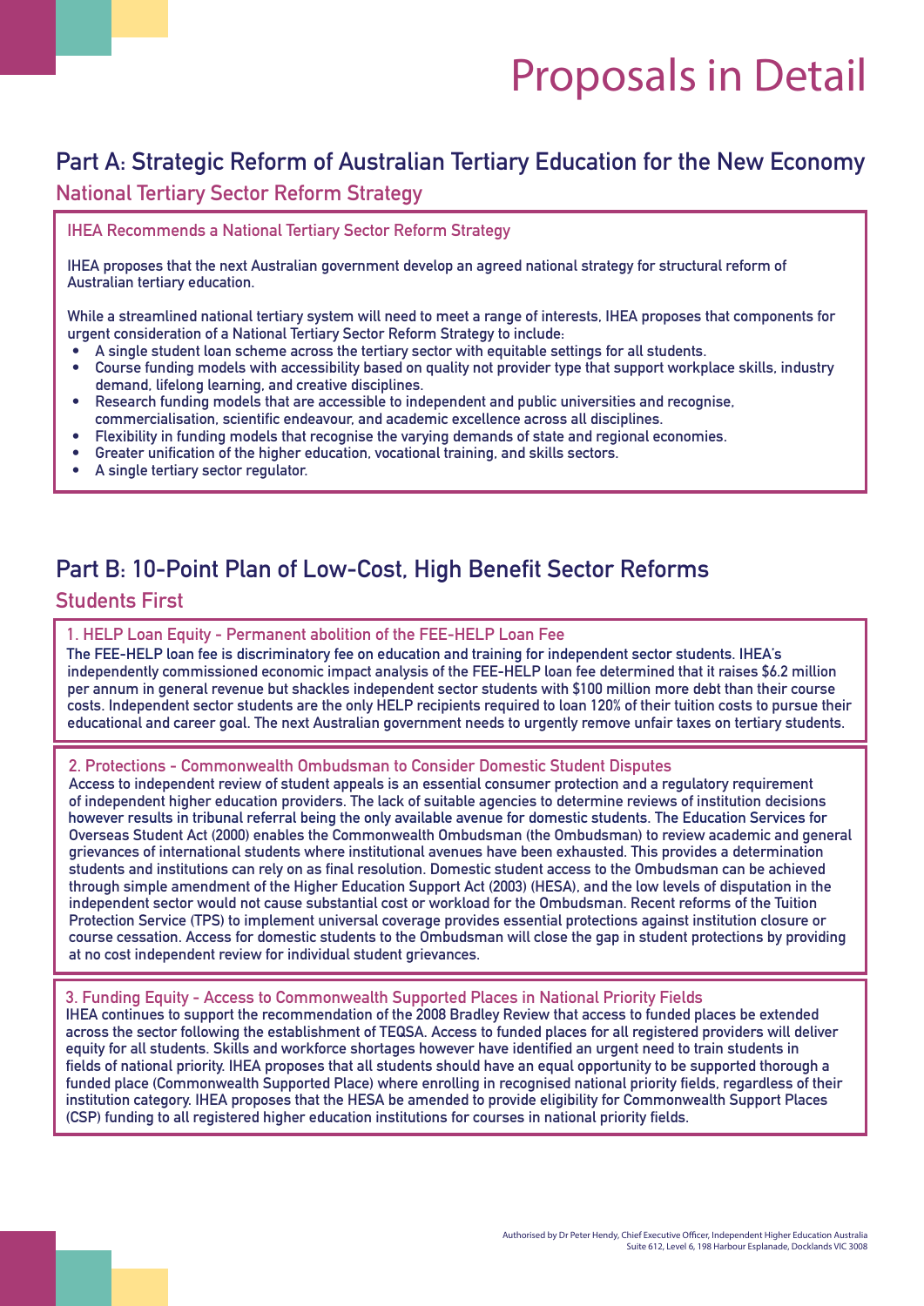# Proposals in Detail

## Part A: Strategic Reform of Australian Tertiary Education for the New Economy

### National Tertiary Sector Reform Strategy

#### IHEA Recommends a National Tertiary Sector Reform Strategy

IHEA proposes that the next Australian government develop an agreed national strategy for structural reform of Australian tertiary education.

While a streamlined national tertiary system will need to meet a range of interests, IHEA proposes that components for urgent consideration of a National Tertiary Sector Reform Strategy to include:

- A single student loan scheme across the tertiary sector with equitable settings for all students.
- Course funding models with accessibility based on quality not provider type that support workplace skills, industry demand, lifelong learning, and creative disciplines.
- Research funding models that are accessible to independent and public universities and recognise, commercialisation, scientific endeavour, and academic excellence across all disciplines.
- Flexibility in funding models that recognise the varying demands of state and regional economies.
- Greater unification of the higher education, vocational training, and skills sectors.
- A single tertiary sector regulator.

## Part B: 10-Point Plan of Low-Cost, High Benefit Sector Reforms

### Students First

#### 1. HELP Loan Equity - Permanent abolition of the FEE-HELP Loan Fee

The FEE-HELP loan fee is discriminatory fee on education and training for independent sector students. IHEA's independently commissioned economic impact analysis of the FEE-HELP loan fee determined that it raises $6.2 million per annum in general revenue but shackles independent sector students with $100 million more debt than their course costs. Independent sector students are the only HELP recipients required to loan 120% of their tuition costs to pursue their educational and career goal. The next Australian government needs to urgently remove unfair taxes on tertiary students.

#### 2. Protections - Commonwealth Ombudsman to Consider Domestic Student Disputes

Access to independent review of student appeals is an essential consumer protection and a regulatory requirement of independent higher education providers. The lack of suitable agencies to determine reviews of institution decisions however results in tribunal referral being the only available avenue for domestic students. The Education Services for Overseas Student Act (2000) enables the Commonwealth Ombudsman (the Ombudsman) to review academic and general grievances of international students where institutional avenues have been exhausted. This provides a determination students and institutions can rely on as final resolution. Domestic student access to the Ombudsman can be achieved through simple amendment of the Higher Education Support Act (2003) (HESA), and the low levels of disputation in the independent sector would not cause substantial cost or workload for the Ombudsman. Recent reforms of the Tuition Protection Service (TPS) to implement universal coverage provides essential protections against institution closure or course cessation. Access for domestic students to the Ombudsman will close the gap in student protections by providing at no cost independent review for individual student grievances.

#### 3. Funding Equity - Access to Commonwealth Supported Places in National Priority Fields

IHEA continues to support the recommendation of the 2008 Bradley Review that access to funded places be extended across the sector following the establishment of TEQSA. Access to funded places for all registered providers will deliver equity for all students. Skills and workforce shortages however have identified an urgent need to train students in fields of national priority. IHEA proposes that all students should have an equal opportunity to be supported thorough a funded place (Commonwealth Supported Place) where enrolling in recognised national priority fields, regardless of their institution category. IHEA proposes that the HESA be amended to provide eligibility for Commonwealth Support Places (CSP) funding to all registered higher education institutions for courses in national priority fields.

Authorised by Dr Peter Hendy, Chief Executive Officer, Independent Higher Education Australia
Suite 612, Level 6, 198 Harbour Esplanade, Docklands VIC 3008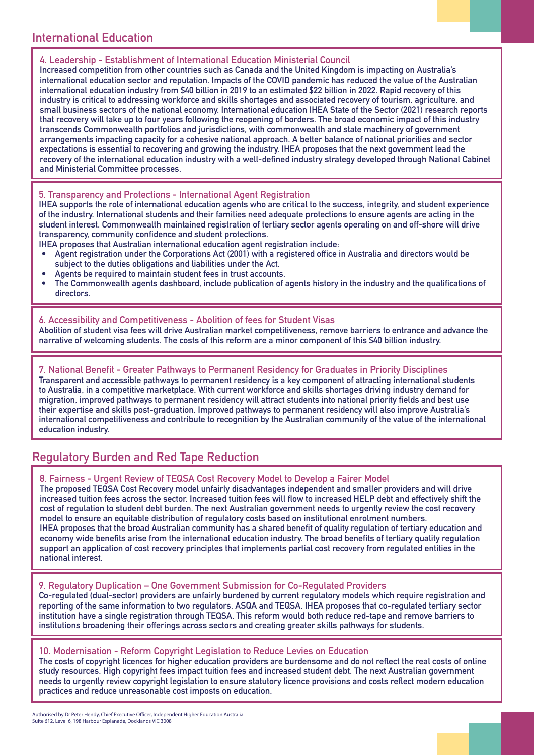## International Education

### 4. Leadership - Establishment of International Education Ministerial Council

Increased competition from other countries such as Canada and the United Kingdom is impacting on Australia's international education sector and reputation. Impacts of the COVID pandemic has reduced the value of the Australian international education industry from $40 billion in 2019 to an estimated $22 billion in 2022. Rapid recovery of this industry is critical to addressing workforce and skills shortages and associated recovery of tourism, agriculture, and small business sectors of the national economy. International education IHEA State of the Sector (2021) research reports that recovery will take up to four years following the reopening of borders. The broad economic impact of this industry transcends Commonwealth portfolios and jurisdictions, with commonwealth and state machinery of government arrangements impacting capacity for a cohesive national approach. A better balance of national priorities and sector expectations is essential to recovering and growing the industry. IHEA proposes that the next government lead the recovery of the international education industry with a well-defined industry strategy developed through National Cabinet and Ministerial Committee processes.

### 5. Transparency and Protections - International Agent Registration

IHEA supports the role of international education agents who are critical to the success, integrity, and student experience of the industry. International students and their families need adequate protections to ensure agents are acting in the student interest. Commonwealth maintained registration of tertiary sector agents operating on and off-shore will drive transparency, community confidence and student protections.

IHEA proposes that Australian international education agent registration include:

- Agent registration under the Corporations Act (2001) with a registered office in Australia and directors would be subject to the duties obligations and liabilities under the Act.
- Agents be required to maintain student fees in trust accounts.
- The Commonwealth agents dashboard, include publication of agents history in the industry and the qualifications of directors.

### 6. Accessibility and Competitiveness - Abolition of fees for Student Visas

Abolition of student visa fees will drive Australian market competitiveness, remove barriers to entrance and advance the narrative of welcoming students. The costs of this reform are a minor component of this $40 billion industry.

### 7. National Benefit - Greater Pathways to Permanent Residency for Graduates in Priority Disciplines

Transparent and accessible pathways to permanent residency is a key component of attracting international students to Australia, in a competitive marketplace. With current workforce and skills shortages driving industry demand for migration, improved pathways to permanent residency will attract students into national priority fields and best use their expertise and skills post-graduation. Improved pathways to permanent residency will also improve Australia's international competitiveness and contribute to recognition by the Australian community of the value of the international education industry.

## Regulatory Burden and Red Tape Reduction

### 8. Fairness - Urgent Review of TEQSA Cost Recovery Model to Develop a Fairer Model

The proposed TEQSA Cost Recovery model unfairly disadvantages independent and smaller providers and will drive increased tuition fees across the sector. Increased tuition fees will flow to increased HELP debt and effectively shift the cost of regulation to student debt burden. The next Australian government needs to urgently review the cost recovery model to ensure an equitable distribution of regulatory costs based on institutional enrolment numbers.

IHEA proposes that the broad Australian community has a shared benefit of quality regulation of tertiary education and economy wide benefits arise from the international education industry. The broad benefits of tertiary quality regulation support an application of cost recovery principles that implements partial cost recovery from regulated entities in the national interest.

### 9. Regulatory Duplication – One Government Submission for Co-Regulated Providers

Co-regulated (dual-sector) providers are unfairly burdened by current regulatory models which require registration and reporting of the same information to two regulators, ASQA and TEQSA. IHEA proposes that co-regulated tertiary sector institution have a single registration through TEQSA. This reform would both reduce red-tape and remove barriers to institutions broadening their offerings across sectors and creating greater skills pathways for students.

### 10. Modernisation - Reform Copyright Legislation to Reduce Levies on Education

The costs of copyright licences for higher education providers are burdensome and do not reflect the real costs of online study resources. High copyright fees impact tuition fees and increased student debt. The next Australian government needs to urgently review copyright legislation to ensure statutory licence provisions and costs reflect modern education practices and reduce unreasonable cost imposts on education.

Authorised by Dr Peter Hendy, Chief Executive Officer, Independent Higher Education Australia
Suite 612, Level 6, 198 Harbour Esplanade, Docklands VIC 3008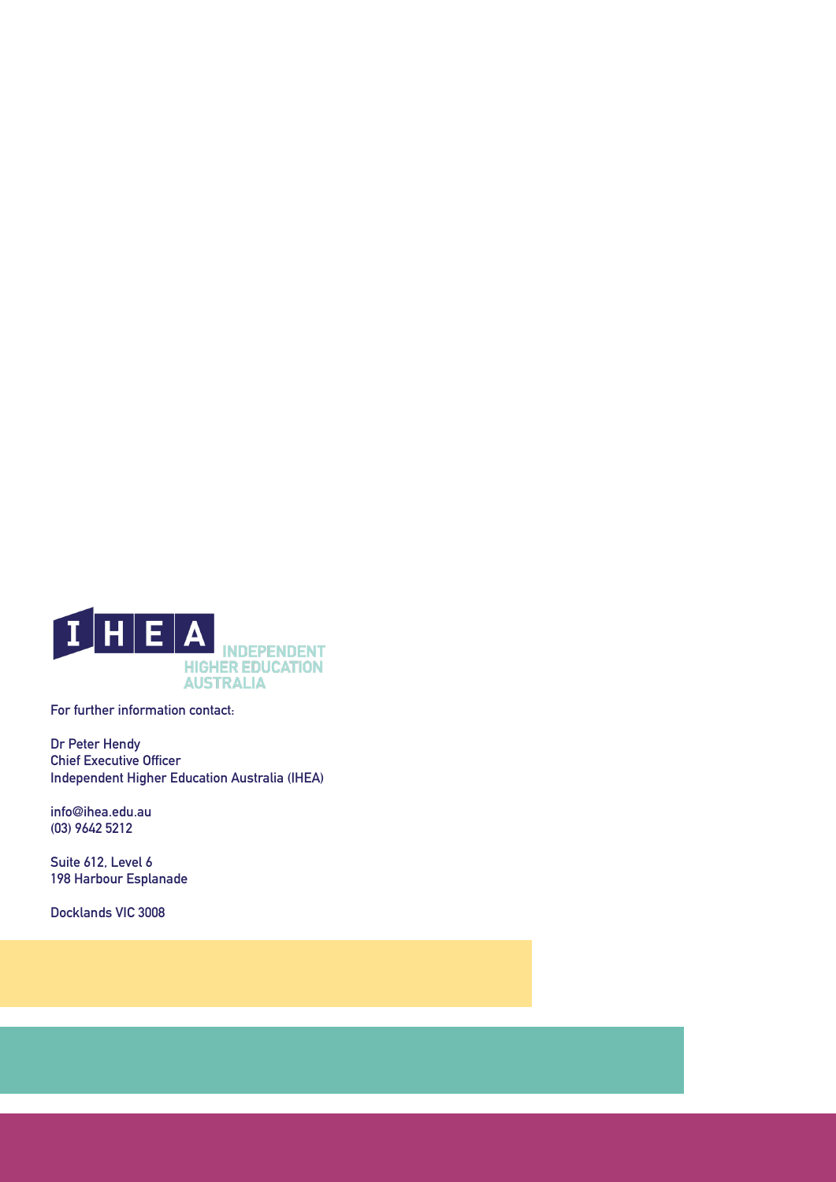IHEA
INDEPENDENT HIGHER EDUCATION AUSTRALIA

For further information contact:

Dr Peter Hendy
Chief Executive Officer
Independent Higher Education Australia (IHEA)

info@ihea.edu.au
(03) 9642 5212

Suite 612, Level 6
198 Harbour Esplanade

Docklands VIC 3008